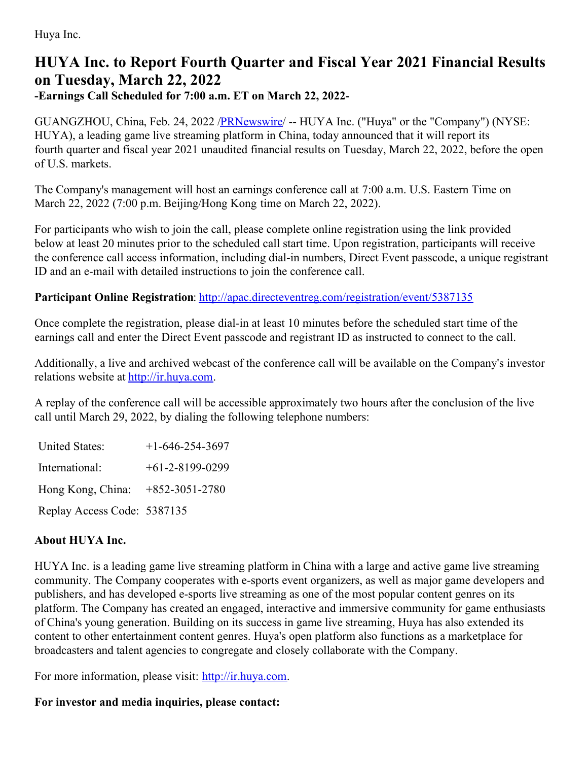Huya Inc.

# HUYA Inc. to Report Fourth Quarter and Fiscal Year 2021 Financial Results on Tuesday, March 22, 2022

**-Earnings Call Scheduled for 7:00 a.m. ET on March 22, 2022-**

GUANGZHOU, China, Feb. 24, 2022 /PRNewswire/ -- HUYA Inc. ("Huya" or the "Company") (NYSE: HUYA), a leading game live streaming platform in China, today announced that it will report its fourth quarter and fiscal year 2021 unaudited financial results on Tuesday, March 22, 2022, before the open of U.S. markets.

The Company's management will host an earnings conference call at 7:00 a.m. U.S. Eastern Time on March 22, 2022 (7:00 p.m. Beijing/Hong Kong time on March 22, 2022).

For participants who wish to join the call, please complete online registration using the link provided below at least 20 minutes prior to the scheduled call start time. Upon registration, participants will receive the conference call access information, including dial-in numbers, Direct Event passcode, a unique registrant ID and an e-mail with detailed instructions to join the conference call.

**Participant Online Registration**: http://apac.directeventreg.com/registration/event/5387135

Once complete the registration, please dial-in at least 10 minutes before the scheduled start time of the earnings call and enter the Direct Event passcode and registrant ID as instructed to connect to the call.

Additionally, a live and archived webcast of the conference call will be available on the Company's investor relations website at http://ir.huya.com.

A replay of the conference call will be accessible approximately two hours after the conclusion of the live call until March 29, 2022, by dialing the following telephone numbers:

| | |
|---|---|
| United States: | +1-646-254-3697 |
| International: | +61-2-8199-0299 |
| Hong Kong, China: | +852-3051-2780 |
| Replay Access Code: | 5387135 |

**About HUYA Inc.**

HUYA Inc. is a leading game live streaming platform in China with a large and active game live streaming community. The Company cooperates with e-sports event organizers, as well as major game developers and publishers, and has developed e-sports live streaming as one of the most popular content genres on its platform. The Company has created an engaged, interactive and immersive community for game enthusiasts of China's young generation. Building on its success in game live streaming, Huya has also extended its content to other entertainment content genres. Huya's open platform also functions as a marketplace for broadcasters and talent agencies to congregate and closely collaborate with the Company.

For more information, please visit: http://ir.huya.com.

**For investor and media inquiries, please contact:**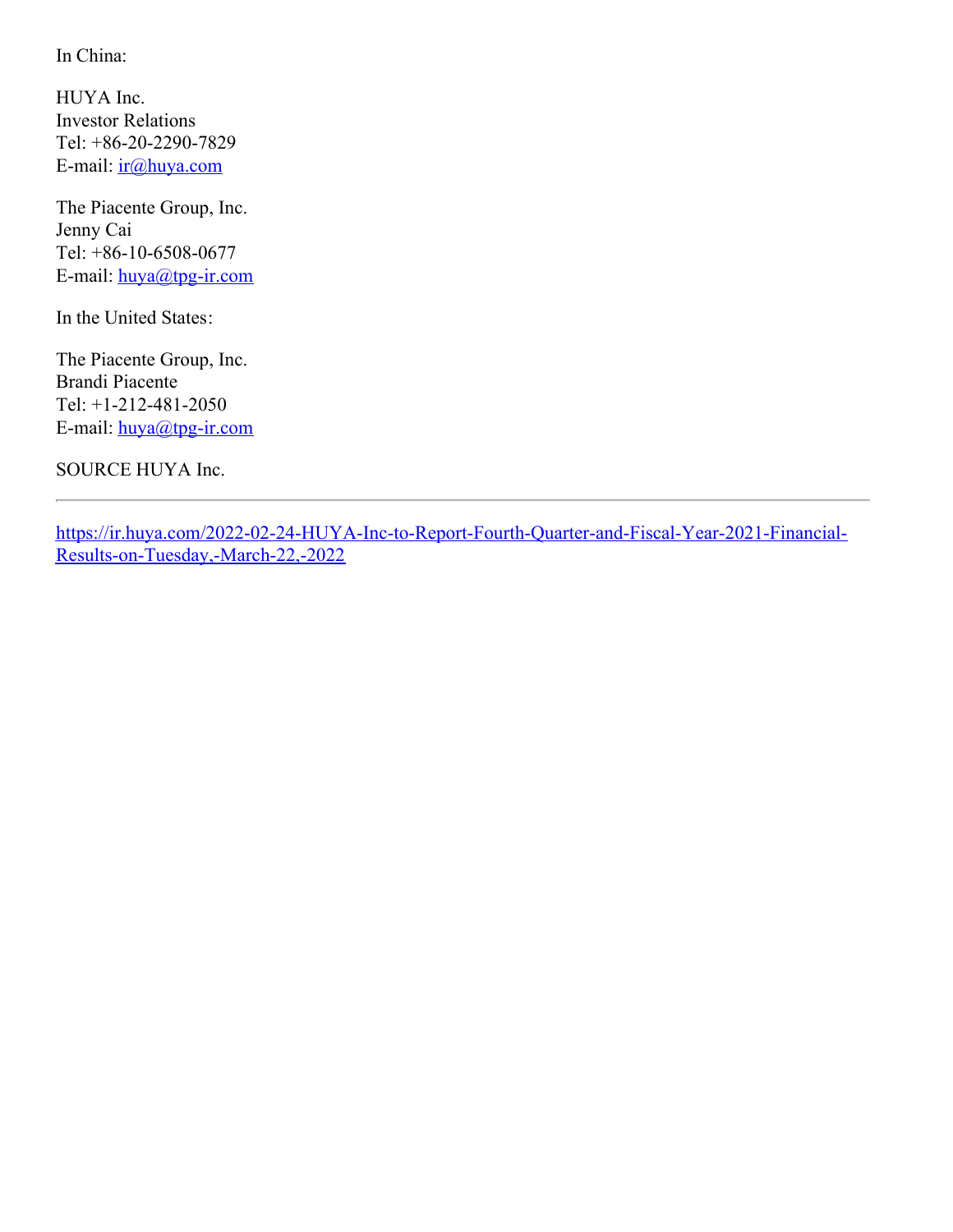In China:

HUYA Inc.
Investor Relations
Tel: +86-20-2290-7829
E-mail: ir@huya.com

The Piacente Group, Inc.
Jenny Cai
Tel: +86-10-6508-0677
E-mail: huya@tpg-ir.com

In the United States:

The Piacente Group, Inc.
Brandi Piacente
Tel: +1-212-481-2050
E-mail: huya@tpg-ir.com

SOURCE HUYA Inc.

---

https://ir.huya.com/2022-02-24-HUYA-Inc-to-Report-Fourth-Quarter-and-Fiscal-Year-2021-Financial-Results-on-Tuesday,-March-22,-2022